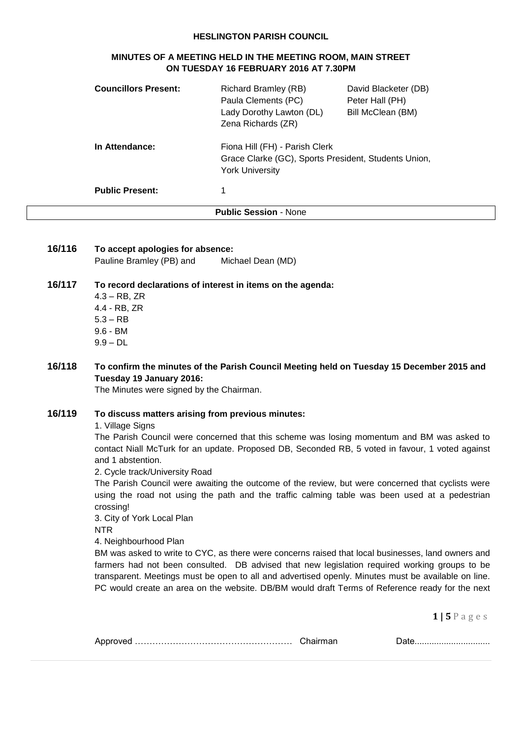**HESLINGTON PARISH COUNCIL**

**MINUTES OF A MEETING HELD IN THE MEETING ROOM, MAIN STREET ON TUESDAY 16 FEBRUARY 2016 AT 7.30PM**

| | | |
|---|---|---|
| **Councillors Present:** | Richard Bramley (RB)<br>Paula Clements (PC)<br>Lady Dorothy Lawton (DL)<br>Zena Richards (ZR) | David Blacketer (DB)<br>Peter Hall (PH)<br>Bill McClean (BM) |
| **In Attendance:** | Fiona Hill (FH) - Parish Clerk<br>Grace Clarke (GC), Sports President, Students Union, York University | |
| **Public Present:** | 1 | |

**Public Session** - None

**16/116 To accept apologies for absence:**

Pauline Bramley (PB) and Michael Dean (MD)

**16/117 To record declarations of interest in items on the agenda:**

4.3 – RB, ZR
4.4 - RB, ZR
5.3 – RB
9.6 - BM
9.9 – DL

**16/118 To confirm the minutes of the Parish Council Meeting held on Tuesday 15 December 2015 and Tuesday 19 January 2016:**

The Minutes were signed by the Chairman.

**16/119 To discuss matters arising from previous minutes:**

1. Village Signs

The Parish Council were concerned that this scheme was losing momentum and BM was asked to contact Niall McTurk for an update. Proposed DB, Seconded RB, 5 voted in favour, 1 voted against and 1 abstention.

2. Cycle track/University Road

The Parish Council were awaiting the outcome of the review, but were concerned that cyclists were using the road not using the path and the traffic calming table was been used at a pedestrian crossing!

3. City of York Local Plan

NTR

4. Neighbourhood Plan

BM was asked to write to CYC, as there were concerns raised that local businesses, land owners and farmers had not been consulted. DB advised that new legislation required working groups to be transparent. Meetings must be open to all and advertised openly. Minutes must be available on line. PC would create an area on the website. DB/BM would draft Terms of Reference ready for the next

Approved ……………………………………………… Chairman Date..............................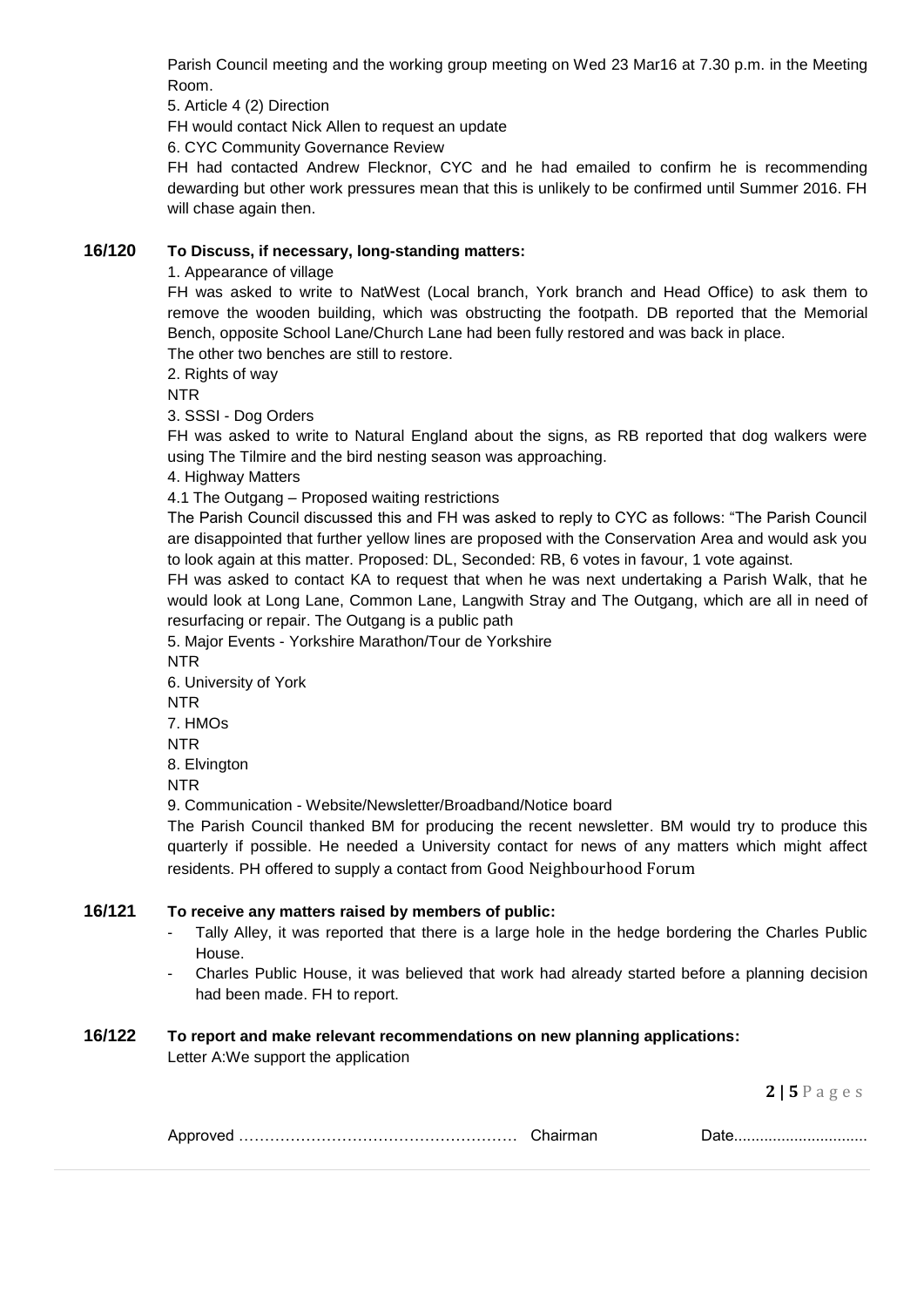Parish Council meeting and the working group meeting on Wed 23 Mar16 at 7.30 p.m. in the Meeting Room.

5. Article 4 (2) Direction

FH would contact Nick Allen to request an update

6. CYC Community Governance Review

FH had contacted Andrew Flecknor, CYC and he had emailed to confirm he is recommending dewarding but other work pressures mean that this is unlikely to be confirmed until Summer 2016. FH will chase again then.

**16/120 To Discuss, if necessary, long-standing matters:**

1. Appearance of village

FH was asked to write to NatWest (Local branch, York branch and Head Office) to ask them to remove the wooden building, which was obstructing the footpath. DB reported that the Memorial Bench, opposite School Lane/Church Lane had been fully restored and was back in place.

The other two benches are still to restore.

2. Rights of way

NTR

3. SSSI - Dog Orders

FH was asked to write to Natural England about the signs, as RB reported that dog walkers were using The Tilmire and the bird nesting season was approaching.

4. Highway Matters

4.1 The Outgang – Proposed waiting restrictions

The Parish Council discussed this and FH was asked to reply to CYC as follows: "The Parish Council are disappointed that further yellow lines are proposed with the Conservation Area and would ask you to look again at this matter. Proposed: DL, Seconded: RB, 6 votes in favour, 1 vote against.

FH was asked to contact KA to request that when he was next undertaking a Parish Walk, that he would look at Long Lane, Common Lane, Langwith Stray and The Outgang, which are all in need of resurfacing or repair. The Outgang is a public path

5. Major Events - Yorkshire Marathon/Tour de Yorkshire

NTR

6. University of York

NTR

7. HMOs

NTR

8. Elvington

NTR

9. Communication - Website/Newsletter/Broadband/Notice board

The Parish Council thanked BM for producing the recent newsletter. BM would try to produce this quarterly if possible. He needed a University contact for news of any matters which might affect residents. PH offered to supply a contact from Good Neighbourhood Forum

**16/121 To receive any matters raised by members of public:**

- Tally Alley, it was reported that there is a large hole in the hedge bordering the Charles Public House.
- Charles Public House, it was believed that work had already started before a planning decision had been made. FH to report.

**16/122 To report and make relevant recommendations on new planning applications:**

Letter A:We support the application

Approved ……………………………………………… Chairman Date...............................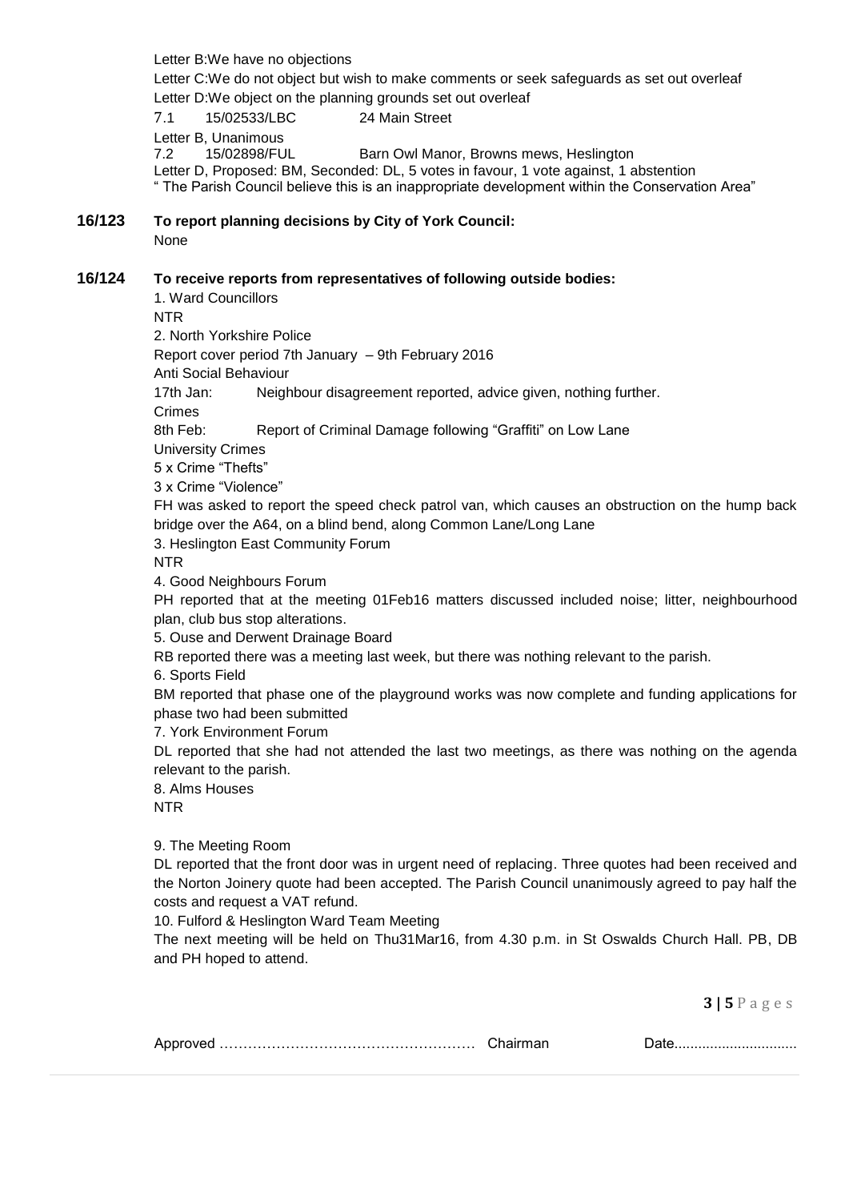Letter B:We have no objections

Letter C:We do not object but wish to make comments or seek safeguards as set out overleaf

Letter D:We object on the planning grounds set out overleaf

7.1 15/02533/LBC 24 Main Street

Letter B, Unanimous

7.2 15/02898/FUL Barn Owl Manor, Browns mews, Heslington

Letter D, Proposed: BM, Seconded: DL, 5 votes in favour, 1 vote against, 1 abstention

" The Parish Council believe this is an inappropriate development within the Conservation Area"

**16/123 To report planning decisions by City of York Council:**

None

**16/124 To receive reports from representatives of following outside bodies:**

1. Ward Councillors

NTR

2. North Yorkshire Police

Report cover period 7th January – 9th February 2016

Anti Social Behaviour

17th Jan: Neighbour disagreement reported, advice given, nothing further.

Crimes

8th Feb: Report of Criminal Damage following "Graffiti" on Low Lane

University Crimes

5 x Crime "Thefts"

3 x Crime "Violence"

FH was asked to report the speed check patrol van, which causes an obstruction on the hump back bridge over the A64, on a blind bend, along Common Lane/Long Lane

3. Heslington East Community Forum

NTR

4. Good Neighbours Forum

PH reported that at the meeting 01Feb16 matters discussed included noise; litter, neighbourhood plan, club bus stop alterations.

5. Ouse and Derwent Drainage Board

RB reported there was a meeting last week, but there was nothing relevant to the parish.

6. Sports Field

BM reported that phase one of the playground works was now complete and funding applications for phase two had been submitted

7. York Environment Forum

DL reported that she had not attended the last two meetings, as there was nothing on the agenda relevant to the parish.

8. Alms Houses

NTR

9. The Meeting Room

DL reported that the front door was in urgent need of replacing. Three quotes had been received and the Norton Joinery quote had been accepted. The Parish Council unanimously agreed to pay half the costs and request a VAT refund.

10. Fulford & Heslington Ward Team Meeting

The next meeting will be held on Thu31Mar16, from 4.30 p.m. in St Oswalds Church Hall. PB, DB and PH hoped to attend.

Approved ……………………………………………… Chairman Date...............................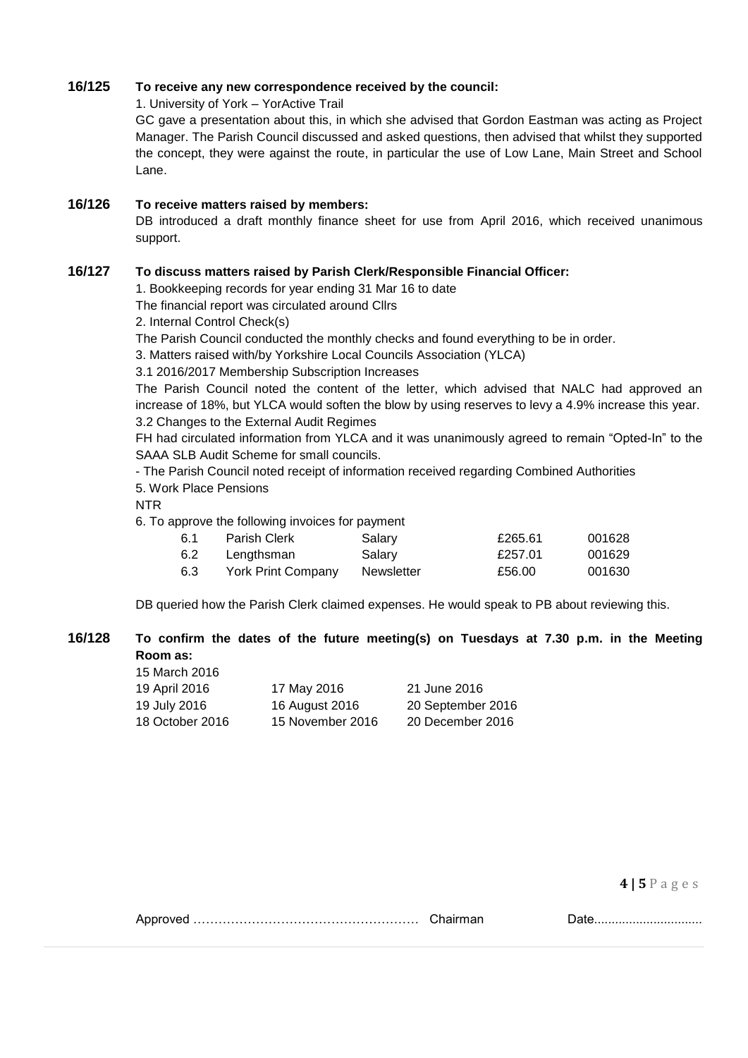**16/125 To receive any new correspondence received by the council:**

1. University of York – YorActive Trail

GC gave a presentation about this, in which she advised that Gordon Eastman was acting as Project Manager. The Parish Council discussed and asked questions, then advised that whilst they supported the concept, they were against the route, in particular the use of Low Lane, Main Street and School Lane.

**16/126 To receive matters raised by members:**

DB introduced a draft monthly finance sheet for use from April 2016, which received unanimous support.

**16/127 To discuss matters raised by Parish Clerk/Responsible Financial Officer:**

1. Bookkeeping records for year ending 31 Mar 16 to date

The financial report was circulated around Cllrs

2. Internal Control Check(s)

The Parish Council conducted the monthly checks and found everything to be in order.

3. Matters raised with/by Yorkshire Local Councils Association (YLCA)

3.1 2016/2017 Membership Subscription Increases

The Parish Council noted the content of the letter, which advised that NALC had approved an increase of 18%, but YLCA would soften the blow by using reserves to levy a 4.9% increase this year.

3.2 Changes to the External Audit Regimes

FH had circulated information from YLCA and it was unanimously agreed to remain "Opted-In" to the SAAA SLB Audit Scheme for small councils.

- The Parish Council noted receipt of information received regarding Combined Authorities

5. Work Place Pensions

NTR

6. To approve the following invoices for payment

| | | | | |
|---|---|---|---|---|
| 6.1 | Parish Clerk | Salary | £265.61 | 001628 |
| 6.2 | Lengthsman | Salary | £257.01 | 001629 |
| 6.3 | York Print Company | Newsletter | £56.00 | 001630 |

DB queried how the Parish Clerk claimed expenses. He would speak to PB about reviewing this.

**16/128 To confirm the dates of the future meeting(s) on Tuesdays at 7.30 p.m. in the Meeting Room as:**

15 March 2016

| | | |
|---|---|---|
| 19 April 2016 | 17 May 2016 | 21 June 2016 |
| 19 July 2016 | 16 August 2016 | 20 September 2016 |
| 18 October 2016 | 15 November 2016 | 20 December 2016 |

Approved …………………………………………… Chairman Date..............................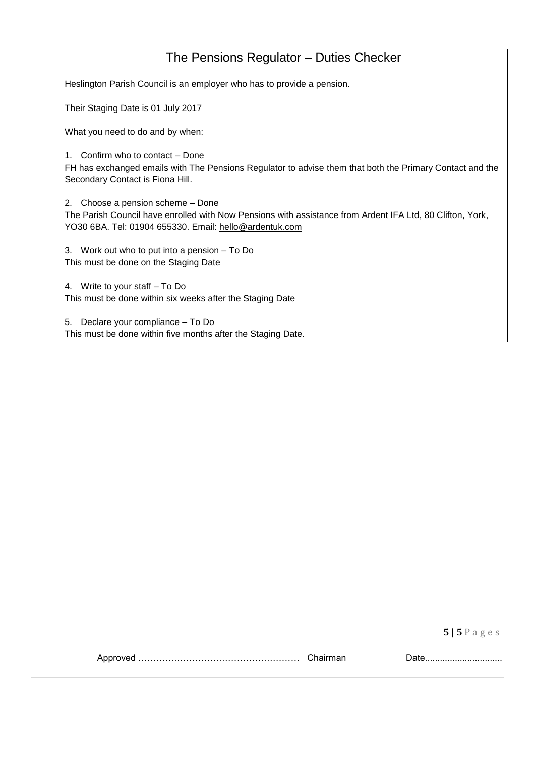## The Pensions Regulator – Duties Checker

Heslington Parish Council is an employer who has to provide a pension.

Their Staging Date is 01 July 2017

What you need to do and by when:

1. Confirm who to contact – Done

FH has exchanged emails with The Pensions Regulator to advise them that both the Primary Contact and the Secondary Contact is Fiona Hill.

2. Choose a pension scheme – Done

The Parish Council have enrolled with Now Pensions with assistance from Ardent IFA Ltd, 80 Clifton, York, YO30 6BA. Tel: 01904 655330. Email: hello@ardentuk.com

3. Work out who to put into a pension – To Do

This must be done on the Staging Date

4. Write to your staff – To Do

This must be done within six weeks after the Staging Date

5. Declare your compliance – To Do

This must be done within five months after the Staging Date.

Approved …………………………………………… Chairman Date..............................